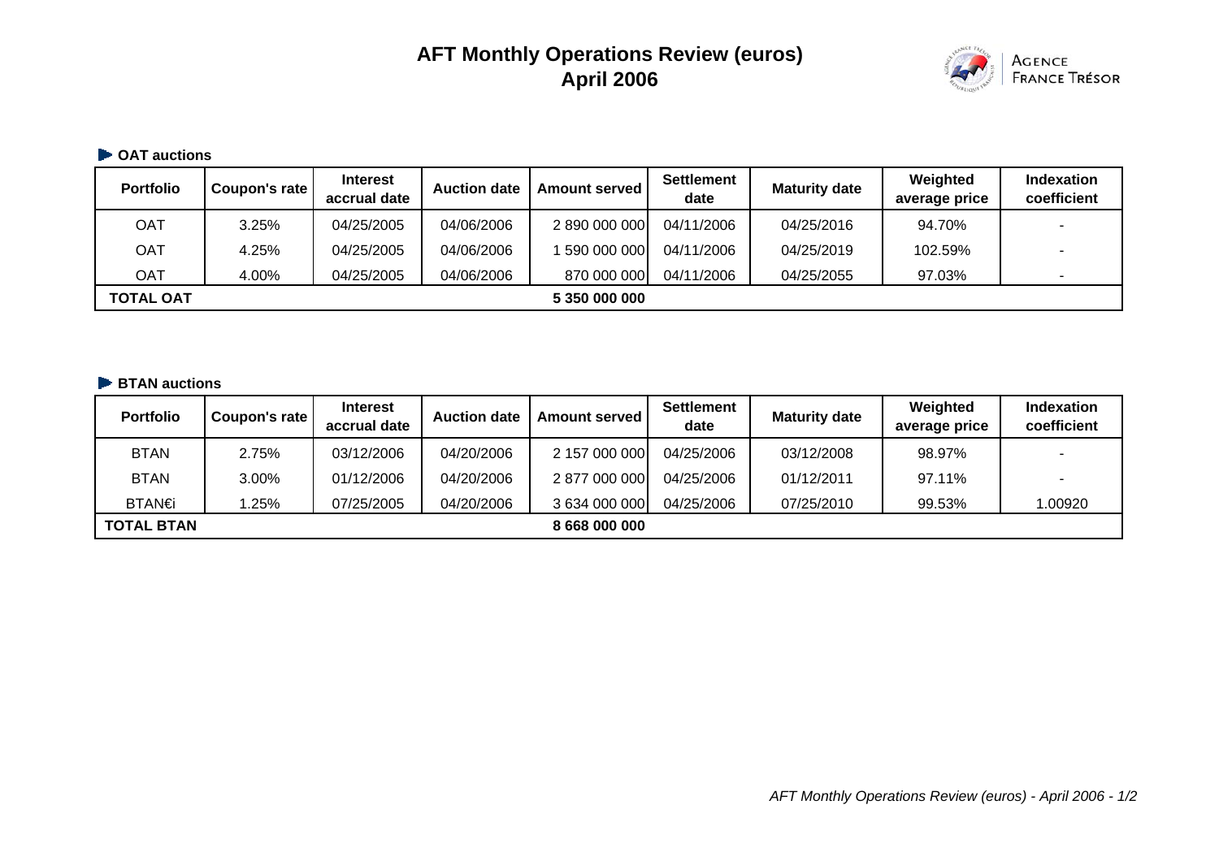# AFT Monthly Operations Review (euros)
# April 2006

## OAT auctions

| Portfolio | Coupon's rate | Interest accrual date | Auction date | Amount served | Settlement date | Maturity date | Weighted average price | Indexation coefficient |
|---|---|---|---|---|---|---|---|---|
| OAT | 3.25% | 04/25/2005 | 04/06/2006 | 2 890 000 000 | 04/11/2006 | 04/25/2016 | 94.70% | - |
| OAT | 4.25% | 04/25/2005 | 04/06/2006 | 1 590 000 000 | 04/11/2006 | 04/25/2019 | 102.59% | - |
| OAT | 4.00% | 04/25/2005 | 04/06/2006 | 870 000 000 | 04/11/2006 | 04/25/2055 | 97.03% | - |
| **TOTAL OAT** | | | | **5 350 000 000** | | | | |

## BTAN auctions

| Portfolio | Coupon's rate | Interest accrual date | Auction date | Amount served | Settlement date | Maturity date | Weighted average price | Indexation coefficient |
|---|---|---|---|---|---|---|---|---|
| BTAN | 2.75% | 03/12/2006 | 04/20/2006 | 2 157 000 000 | 04/25/2006 | 03/12/2008 | 98.97% | - |
| BTAN | 3.00% | 01/12/2006 | 04/20/2006 | 2 877 000 000 | 04/25/2006 | 01/12/2011 | 97.11% | - |
| BTAN€i | 1.25% | 07/25/2005 | 04/20/2006 | 3 634 000 000 | 04/25/2006 | 07/25/2010 | 99.53% | 1.00920 |
| **TOTAL BTAN** | | | | **8 668 000 000** | | | | |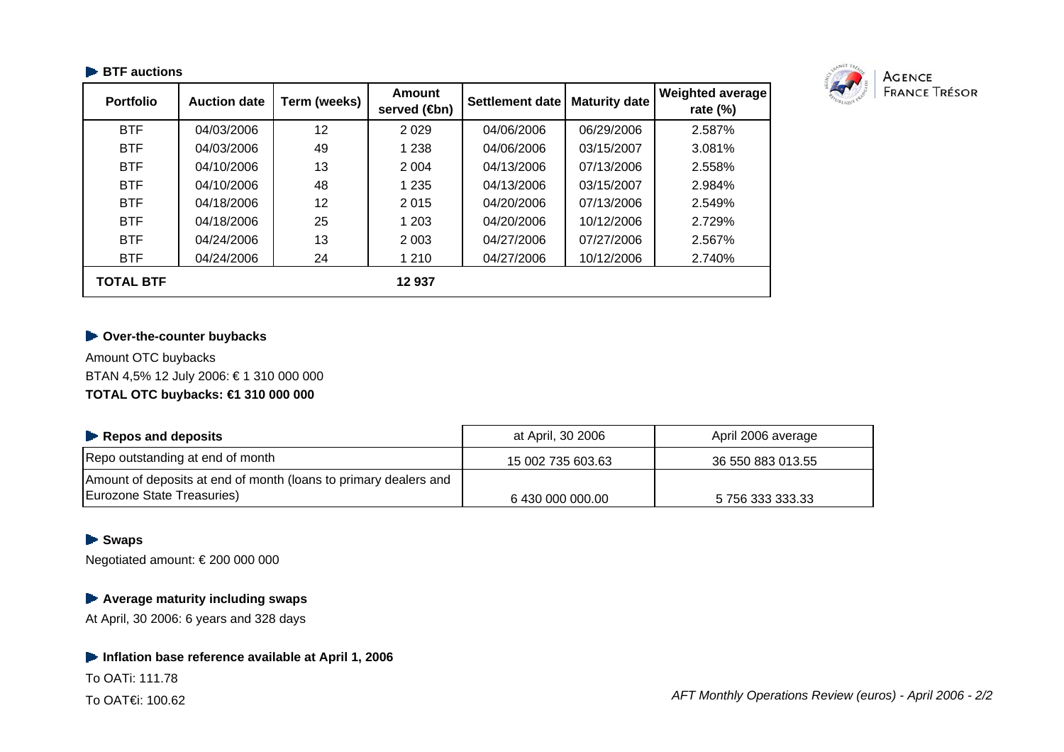## BTF auctions

| Portfolio | Auction date | Term (weeks) | Amount served (€bn) | Settlement date | Maturity date | Weighted average rate (%) |
|---|---|---|---|---|---|---|
| BTF | 04/03/2006 | 12 | 2 029 | 04/06/2006 | 06/29/2006 | 2.587% |
| BTF | 04/03/2006 | 49 | 1 238 | 04/06/2006 | 03/15/2007 | 3.081% |
| BTF | 04/10/2006 | 13 | 2 004 | 04/13/2006 | 07/13/2006 | 2.558% |
| BTF | 04/10/2006 | 48 | 1 235 | 04/13/2006 | 03/15/2007 | 2.984% |
| BTF | 04/18/2006 | 12 | 2 015 | 04/20/2006 | 07/13/2006 | 2.549% |
| BTF | 04/18/2006 | 25 | 1 203 | 04/20/2006 | 10/12/2006 | 2.729% |
| BTF | 04/24/2006 | 13 | 2 003 | 04/27/2006 | 07/27/2006 | 2.567% |
| BTF | 04/24/2006 | 24 | 1 210 | 04/27/2006 | 10/12/2006 | 2.740% |
| **TOTAL BTF** | | | **12 937** | | | |

AGENCE FRANCE TRÉSOR

## Over-the-counter buybacks

Amount OTC buybacks

BTAN 4,5% 12 July 2006: € 1 310 000 000

**TOTAL OTC buybacks: €1 310 000 000**

| Repos and deposits | at April, 30 2006 | April 2006 average |
|---|---|---|
| Repo outstanding at end of month | 15 002 735 603.63 | 36 550 883 013.55 |
| Amount of deposits at end of month (loans to primary dealers and Eurozone State Treasuries) | 6 430 000 000.00 | 5 756 333 333.33 |

## Swaps

Negotiated amount: € 200 000 000

## Average maturity including swaps

At April, 30 2006: 6 years and 328 days

## Inflation base reference available at April 1, 2006

To OATi: 111.78

To OAT€i: 100.62